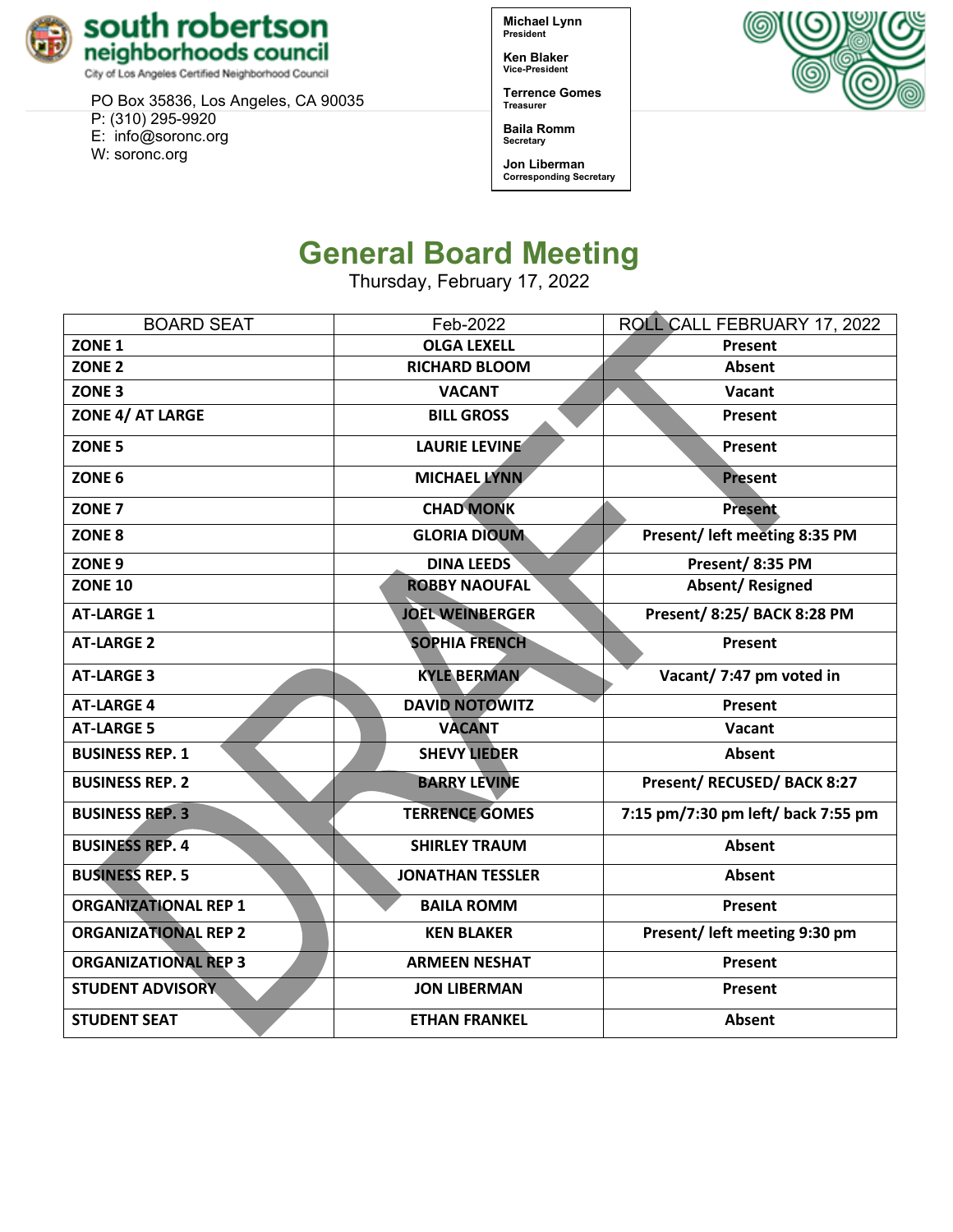**south robertson neighborhoods council**
City of Los Angeles Certified Neighborhood Council

PO Box 35836, Los Angeles, CA 90035
P: (310) 295-9920
E: info@soronc.org
W: soronc.org

**Michael Lynn**
President

**Ken Blaker**
Vice-President

**Terrence Gomes**
Treasurer

**Baila Romm**
Secretary

**Jon Liberman**
Corresponding Secretary

# General Board Meeting

Thursday, February 17, 2022

| BOARD SEAT | Feb-2022 | ROLL CALL FEBRUARY 17, 2022 |
|---|---|---|
| ZONE 1 | OLGA LEXELL | Present |
| ZONE 2 | RICHARD BLOOM | Absent |
| ZONE 3 | VACANT | Vacant |
| ZONE 4/ AT LARGE | BILL GROSS | Present |
| ZONE 5 | LAURIE LEVINE | Present |
| ZONE 6 | MICHAEL LYNN | Present |
| ZONE 7 | CHAD MONK | Present |
| ZONE 8 | GLORIA DIOUM | Present/ left meeting 8:35 PM |
| ZONE 9 | DINA LEEDS | Present/ 8:35 PM |
| ZONE 10 | ROBBY NAOUFAL | Absent/ Resigned |
| AT-LARGE 1 | JOEL WEINBERGER | Present/ 8:25/ BACK 8:28 PM |
| AT-LARGE 2 | SOPHIA FRENCH | Present |
| AT-LARGE 3 | KYLE BERMAN | Vacant/ 7:47 pm voted in |
| AT-LARGE 4 | DAVID NOTOWITZ | Present |
| AT-LARGE 5 | VACANT | Vacant |
| BUSINESS REP. 1 | SHEVY LIEDER | Absent |
| BUSINESS REP. 2 | BARRY LEVINE | Present/ RECUSED/ BACK 8:27 |
| BUSINESS REP. 3 | TERRENCE GOMES | 7:15 pm/7:30 pm left/ back 7:55 pm |
| BUSINESS REP. 4 | SHIRLEY TRAUM | Absent |
| BUSINESS REP. 5 | JONATHAN TESSLER | Absent |
| ORGANIZATIONAL REP 1 | BAILA ROMM | Present |
| ORGANIZATIONAL REP 2 | KEN BLAKER | Present/ left meeting 9:30 pm |
| ORGANIZATIONAL REP 3 | ARMEEN NESHAT | Present |
| STUDENT ADVISORY | JON LIBERMAN | Present |
| STUDENT SEAT | ETHAN FRANKEL | Absent |

DRAFT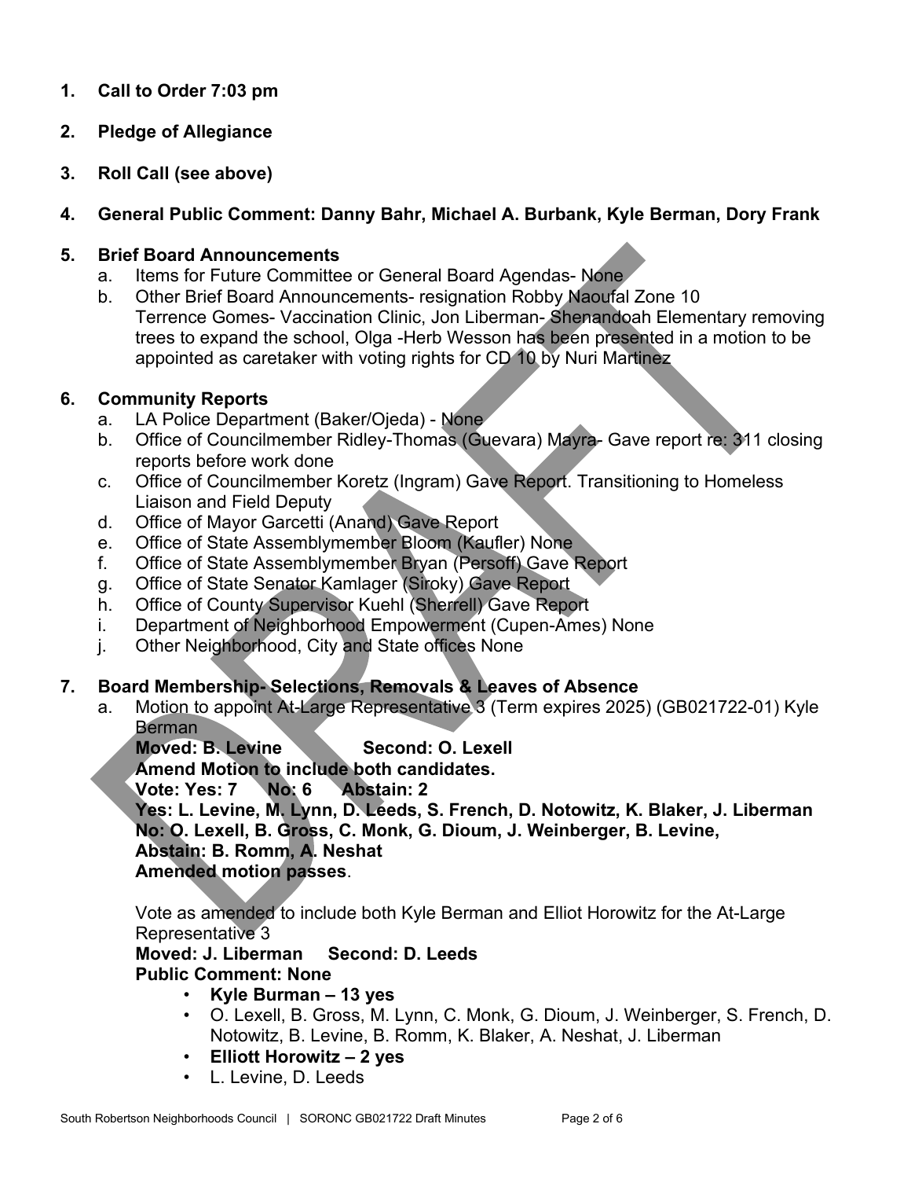1. **Call to Order 7:03 pm**

2. **Pledge of Allegiance**

3. **Roll Call (see above)**

4. **General Public Comment: Danny Bahr, Michael A. Burbank, Kyle Berman, Dory Frank**

5. **Brief Board Announcements**
   a. Items for Future Committee or General Board Agendas- None
   b. Other Brief Board Announcements- resignation Robby Naoufal Zone 10
   Terrence Gomes- Vaccination Clinic, Jon Liberman- Shenandoah Elementary removing trees to expand the school, Olga -Herb Wesson has been presented in a motion to be appointed as caretaker with voting rights for CD 10 by Nuri Martinez

6. **Community Reports**
   a. LA Police Department (Baker/Ojeda) - None
   b. Office of Councilmember Ridley-Thomas (Guevara) Mayra- Gave report re: 311 closing reports before work done
   c. Office of Councilmember Koretz (Ingram) Gave Report. Transitioning to Homeless Liaison and Field Deputy
   d. Office of Mayor Garcetti (Anand) Gave Report
   e. Office of State Assemblymember Bloom (Kaufler) None
   f. Office of State Assemblymember Bryan (Persoff) Gave Report
   g. Office of State Senator Kamlager (Siroky) Gave Report
   h. Office of County Supervisor Kuehl (Sherrell) Gave Report
   i. Department of Neighborhood Empowerment (Cupen-Ames) None
   j. Other Neighborhood, City and State offices None

7. **Board Membership- Selections, Removals & Leaves of Absence**
   a. Motion to appoint At-Large Representative 3 (Term expires 2025) (GB021722-01) Kyle Berman
   **Moved: B. Levine Second: O. Lexell**
   **Amend Motion to include both candidates.**
   **Vote: Yes: 7 No: 6 Abstain: 2**
   **Yes: L. Levine, M. Lynn, D. Leeds, S. French, D. Notowitz, K. Blaker, J. Liberman**
   **No: O. Lexell, B. Gross, C. Monk, G. Dioum, J. Weinberger, B. Levine,**
   **Abstain: B. Romm, A. Neshat**
   **Amended motion passes**.

   Vote as amended to include both Kyle Berman and Elliot Horowitz for the At-Large Representative 3
   **Moved: J. Liberman Second: D. Leeds**
   **Public Comment: None**
   - **Kyle Burman – 13 yes**
   - O. Lexell, B. Gross, M. Lynn, C. Monk, G. Dioum, J. Weinberger, S. French, D. Notowitz, B. Levine, B. Romm, K. Blaker, A. Neshat, J. Liberman
   - **Elliott Horowitz – 2 yes**
   - L. Levine, D. Leeds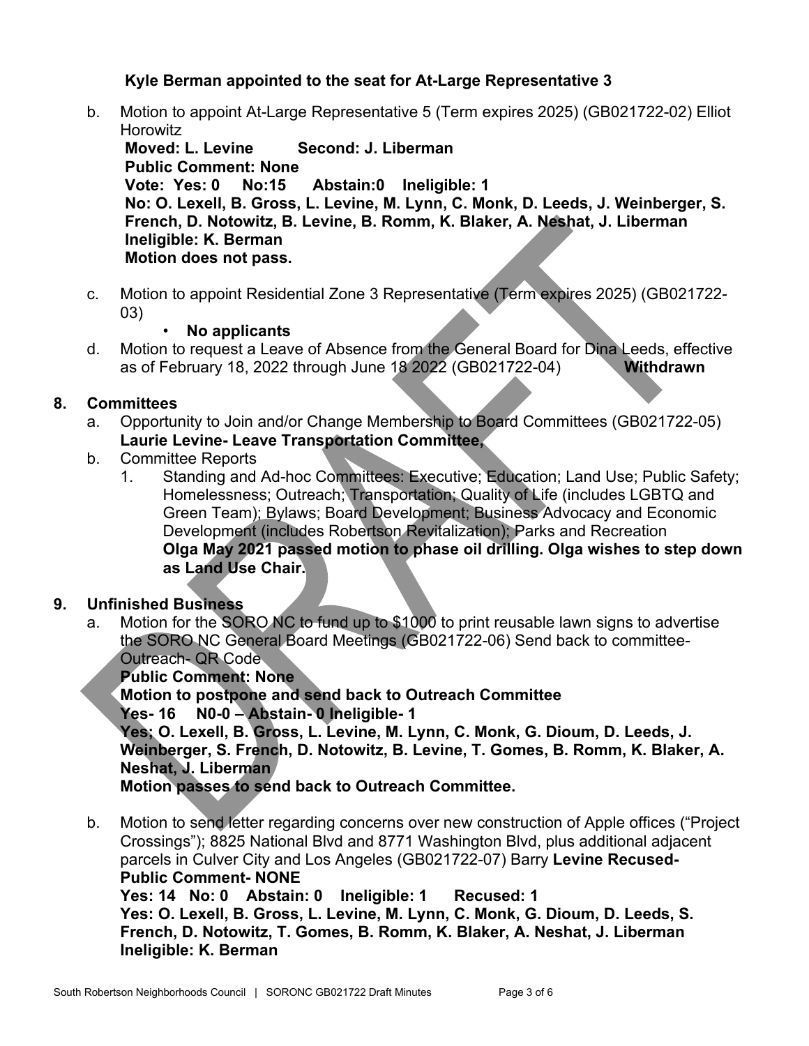**Kyle Berman appointed to the seat for At-Large Representative 3**

b. Motion to appoint At-Large Representative 5 (Term expires 2025) (GB021722-02) Elliot Horowitz
**Moved: L. Levine Second: J. Liberman**
**Public Comment: None**
**Vote: Yes: 0 No:15 Abstain:0 Ineligible: 1**
**No: O. Lexell, B. Gross, L. Levine, M. Lynn, C. Monk, D. Leeds, J. Weinberger, S. French, D. Notowitz, B. Levine, B. Romm, K. Blaker, A. Neshat, J. Liberman**
**Ineligible: K. Berman**
**Motion does not pass.**

c. Motion to appoint Residential Zone 3 Representative (Term expires 2025) (GB021722-03)
- **No applicants**

d. Motion to request a Leave of Absence from the General Board for Dina Leeds, effective as of February 18, 2022 through June 18 2022 (GB021722-04) **Withdrawn**

## 8. Committees

a. Opportunity to Join and/or Change Membership to Board Committees (GB021722-05)
**Laurie Levine- Leave Transportation Committee,**

b. Committee Reports
1. Standing and Ad-hoc Committees: Executive; Education; Land Use; Public Safety; Homelessness; Outreach; Transportation; Quality of Life (includes LGBTQ and Green Team); Bylaws; Board Development; Business Advocacy and Economic Development (includes Robertson Revitalization); Parks and Recreation
**Olga May 2021 passed motion to phase oil drilling. Olga wishes to step down as Land Use Chair.**

## 9. Unfinished Business

a. Motion for the SORO NC to fund up to $1000 to print reusable lawn signs to advertise the SORO NC General Board Meetings (GB021722-06) Send back to committee- Outreach- QR Code
**Public Comment: None**
**Motion to postpone and send back to Outreach Committee**
**Yes- 16 N0-0 – Abstain- 0 Ineligible- 1**
**Yes; O. Lexell, B. Gross, L. Levine, M. Lynn, C. Monk, G. Dioum, D. Leeds, J. Weinberger, S. French, D. Notowitz, B. Levine, T. Gomes, B. Romm, K. Blaker, A. Neshat, J. Liberman**
**Motion passes to send back to Outreach Committee.**

b. Motion to send letter regarding concerns over new construction of Apple offices ("Project Crossings"); 8825 National Blvd and 8771 Washington Blvd, plus additional adjacent parcels in Culver City and Los Angeles (GB021722-07) Barry **Levine Recused-**
**Public Comment- NONE**
**Yes: 14 No: 0 Abstain: 0 Ineligible: 1 Recused: 1**
**Yes: O. Lexell, B. Gross, L. Levine, M. Lynn, C. Monk, G. Dioum, D. Leeds, S. French, D. Notowitz, T. Gomes, B. Romm, K. Blaker, A. Neshat, J. Liberman**
**Ineligible: K. Berman**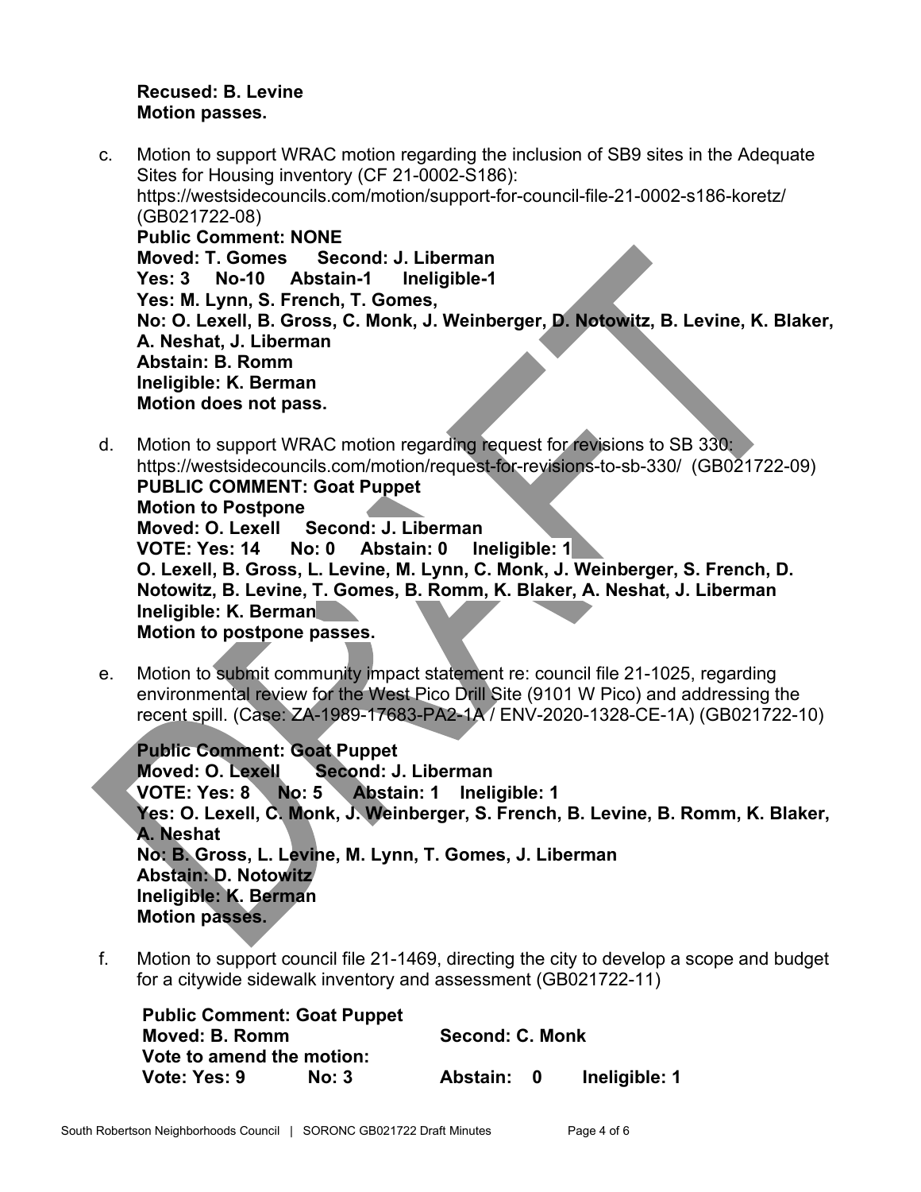**Recused: B. Levine**
**Motion passes.**

c. Motion to support WRAC motion regarding the inclusion of SB9 sites in the Adequate Sites for Housing inventory (CF 21-0002-S186): https://westsidecouncils.com/motion/support-for-council-file-21-0002-s186-koretz/ (GB021722-08)
**Public Comment: NONE**
**Moved: T. Gomes Second: J. Liberman**
**Yes: 3 No-10 Abstain-1 Ineligible-1**
**Yes: M. Lynn, S. French, T. Gomes,**
**No: O. Lexell, B. Gross, C. Monk, J. Weinberger, D. Notowitz, B. Levine, K. Blaker, A. Neshat, J. Liberman**
**Abstain: B. Romm**
**Ineligible: K. Berman**
**Motion does not pass.**

d. Motion to support WRAC motion regarding request for revisions to SB 330: https://westsidecouncils.com/motion/request-for-revisions-to-sb-330/ (GB021722-09)
**PUBLIC COMMENT: Goat Puppet**
**Motion to Postpone**
**Moved: O. Lexell Second: J. Liberman**
**VOTE: Yes: 14 No: 0 Abstain: 0 Ineligible: 1**
**O. Lexell, B. Gross, L. Levine, M. Lynn, C. Monk, J. Weinberger, S. French, D. Notowitz, B. Levine, T. Gomes, B. Romm, K. Blaker, A. Neshat, J. Liberman**
**Ineligible: K. Berman**
**Motion to postpone passes.**

e. Motion to submit community impact statement re: council file 21-1025, regarding environmental review for the West Pico Drill Site (9101 W Pico) and addressing the recent spill. (Case: ZA-1989-17683-PA2-1A / ENV-2020-1328-CE-1A) (GB021722-10)

**Public Comment: Goat Puppet**
**Moved: O. Lexell Second: J. Liberman**
**VOTE: Yes: 8 No: 5 Abstain: 1 Ineligible: 1**
**Yes: O. Lexell, C. Monk, J. Weinberger, S. French, B. Levine, B. Romm, K. Blaker, A. Neshat**
**No: B. Gross, L. Levine, M. Lynn, T. Gomes, J. Liberman**
**Abstain: D. Notowitz**
**Ineligible: K. Berman**
**Motion passes.**

f. Motion to support council file 21-1469, directing the city to develop a scope and budget for a citywide sidewalk inventory and assessment (GB021722-11)

**Public Comment: Goat Puppet**
**Moved: B. Romm Second: C. Monk**
**Vote to amend the motion:**
**Vote: Yes: 9 No: 3 Abstain: 0 Ineligible: 1**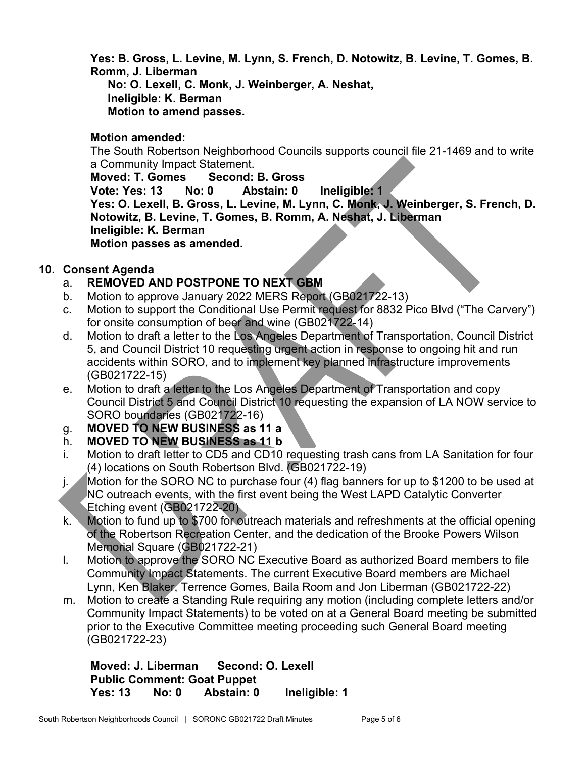**Yes: B. Gross, L. Levine, M. Lynn, S. French, D. Notowitz, B. Levine, T. Gomes, B. Romm, J. Liberman**
**No: O. Lexell, C. Monk, J. Weinberger, A. Neshat,**
**Ineligible: K. Berman**
**Motion to amend passes.**

**Motion amended:**
The South Robertson Neighborhood Councils supports council file 21-1469 and to write a Community Impact Statement.
**Moved: T. Gomes Second: B. Gross**
**Vote: Yes: 13 No: 0 Abstain: 0 Ineligible: 1**
**Yes: O. Lexell, B. Gross, L. Levine, M. Lynn, C. Monk, J. Weinberger, S. French, D. Notowitz, B. Levine, T. Gomes, B. Romm, A. Neshat, J. Liberman**
**Ineligible: K. Berman**
**Motion passes as amended.**

**10. Consent Agenda**

a. **REMOVED AND POSTPONE TO NEXT GBM**
b. Motion to approve January 2022 MERS Report (GB021722-13)
c. Motion to support the Conditional Use Permit request for 8832 Pico Blvd ("The Carvery") for onsite consumption of beer and wine (GB021722-14)
d. Motion to draft a letter to the Los Angeles Department of Transportation, Council District 5, and Council District 10 requesting urgent action in response to ongoing hit and run accidents within SORO, and to implement key planned infrastructure improvements (GB021722-15)
e. Motion to draft a letter to the Los Angeles Department of Transportation and copy Council District 5 and Council District 10 requesting the expansion of LA NOW service to SORO boundaries (GB021722-16)
g. **MOVED TO NEW BUSINESS as 11 a**
h. **MOVED TO NEW BUSINESS as 11 b**
i. Motion to draft letter to CD5 and CD10 requesting trash cans from LA Sanitation for four (4) locations on South Robertson Blvd. (GB021722-19)
j. Motion for the SORO NC to purchase four (4) flag banners for up to $1200 to be used at NC outreach events, with the first event being the West LAPD Catalytic Converter Etching event (GB021722-20)
k. Motion to fund up to $700 for outreach materials and refreshments at the official opening of the Robertson Recreation Center, and the dedication of the Brooke Powers Wilson Memorial Square (GB021722-21)
l. Motion to approve the SORO NC Executive Board as authorized Board members to file Community Impact Statements. The current Executive Board members are Michael Lynn, Ken Blaker, Terrence Gomes, Baila Room and Jon Liberman (GB021722-22)
m. Motion to create a Standing Rule requiring any motion (including complete letters and/or Community Impact Statements) to be voted on at a General Board meeting be submitted prior to the Executive Committee meeting proceeding such General Board meeting (GB021722-23)

**Moved: J. Liberman Second: O. Lexell**
**Public Comment: Goat Puppet**
**Yes: 13 No: 0 Abstain: 0 Ineligible: 1**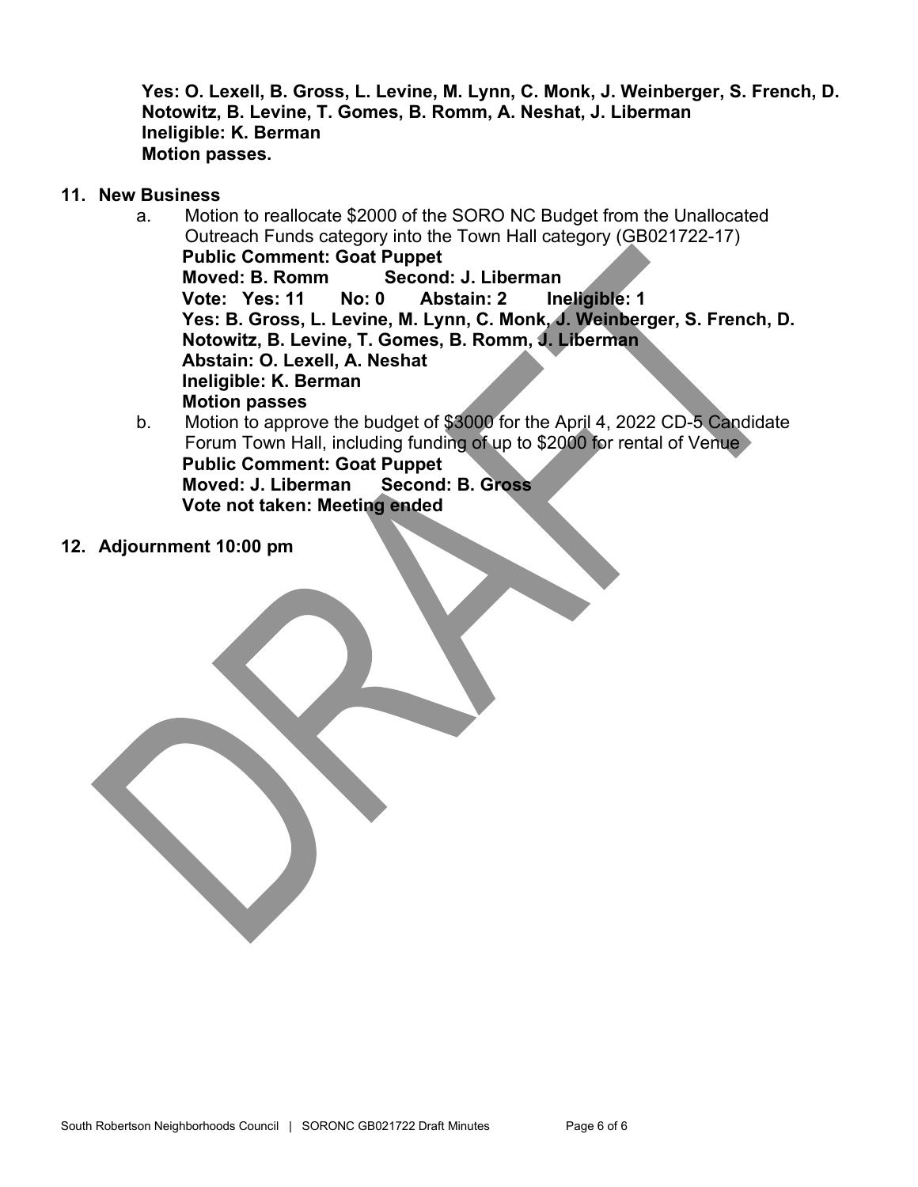**Yes: O. Lexell, B. Gross, L. Levine, M. Lynn, C. Monk, J. Weinberger, S. French, D. Notowitz, B. Levine, T. Gomes, B. Romm, A. Neshat, J. Liberman**
**Ineligible: K. Berman**
**Motion passes.**

## 11. New Business

a. Motion to reallocate $2000 of the SORO NC Budget from the Unallocated Outreach Funds category into the Town Hall category (GB021722-17)
**Public Comment: Goat Puppet**
**Moved: B. Romm Second: J. Liberman**
**Vote: Yes: 11 No: 0 Abstain: 2 Ineligible: 1**
**Yes: B. Gross, L. Levine, M. Lynn, C. Monk, J. Weinberger, S. French, D. Notowitz, B. Levine, T. Gomes, B. Romm, J. Liberman**
**Abstain: O. Lexell, A. Neshat**
**Ineligible: K. Berman**
**Motion passes**

b. Motion to approve the budget of $3000 for the April 4, 2022 CD-5 Candidate Forum Town Hall, including funding of up to $2000 for rental of Venue
**Public Comment: Goat Puppet**
**Moved: J. Liberman Second: B. Gross**
**Vote not taken: Meeting ended**

## 12. Adjournment 10:00 pm

DRAFT